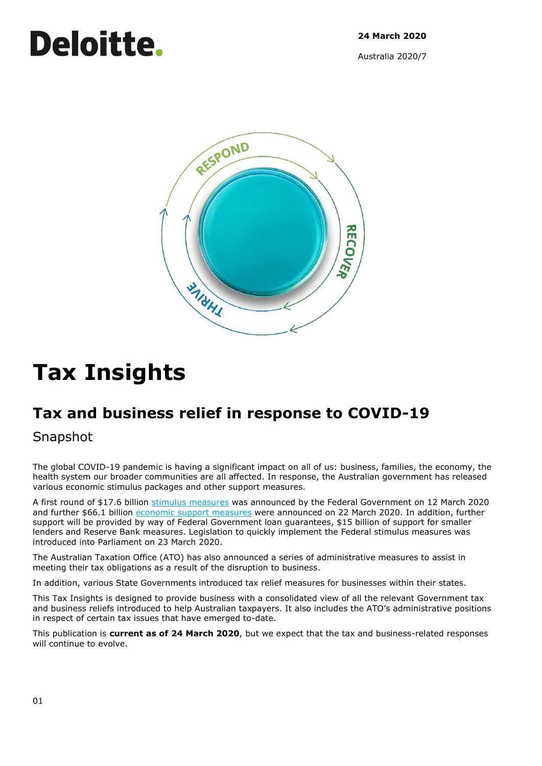Deloitte.

**24 March 2020**

Australia 2020/7

# Tax Insights

## Tax and business relief in response to COVID-19

### Snapshot

The global COVID-19 pandemic is having a significant impact on all of us: business, families, the economy, the health system our broader communities are all affected. In response, the Australian government has released various economic stimulus packages and other support measures.

A first round of $17.6 billion stimulus measures was announced by the Federal Government on 12 March 2020 and further $66.1 billion economic support measures were announced on 22 March 2020. In addition, further support will be provided by way of Federal Government loan guarantees, $15 billion of support for smaller lenders and Reserve Bank measures. Legislation to quickly implement the Federal stimulus measures was introduced into Parliament on 23 March 2020.

The Australian Taxation Office (ATO) has also announced a series of administrative measures to assist in meeting their tax obligations as a result of the disruption to business.

In addition, various State Governments introduced tax relief measures for businesses within their states.

This Tax Insights is designed to provide business with a consolidated view of all the relevant Government tax and business reliefs introduced to help Australian taxpayers. It also includes the ATO's administrative positions in respect of certain tax issues that have emerged to-date.

This publication is **current as of 24 March 2020**, but we expect that the tax and business-related responses will continue to evolve.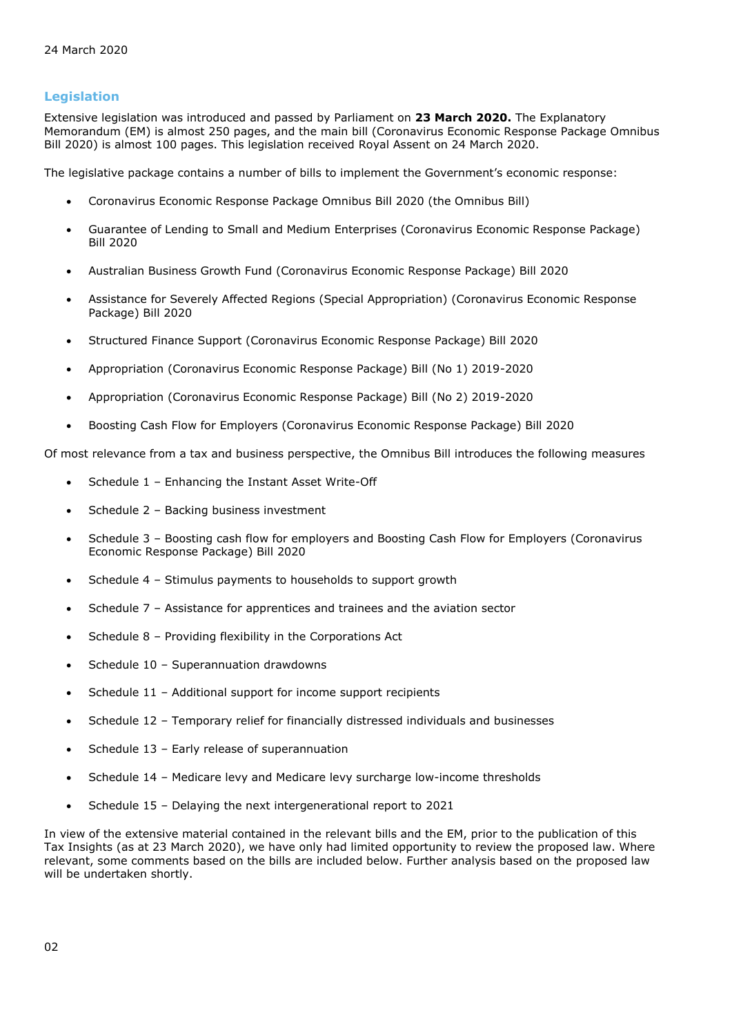24 March 2020

## Legislation

Extensive legislation was introduced and passed by Parliament on **23 March 2020.** The Explanatory Memorandum (EM) is almost 250 pages, and the main bill (Coronavirus Economic Response Package Omnibus Bill 2020) is almost 100 pages. This legislation received Royal Assent on 24 March 2020.

The legislative package contains a number of bills to implement the Government's economic response:

- Coronavirus Economic Response Package Omnibus Bill 2020 (the Omnibus Bill)
- Guarantee of Lending to Small and Medium Enterprises (Coronavirus Economic Response Package) Bill 2020
- Australian Business Growth Fund (Coronavirus Economic Response Package) Bill 2020
- Assistance for Severely Affected Regions (Special Appropriation) (Coronavirus Economic Response Package) Bill 2020
- Structured Finance Support (Coronavirus Economic Response Package) Bill 2020
- Appropriation (Coronavirus Economic Response Package) Bill (No 1) 2019-2020
- Appropriation (Coronavirus Economic Response Package) Bill (No 2) 2019-2020
- Boosting Cash Flow for Employers (Coronavirus Economic Response Package) Bill 2020

Of most relevance from a tax and business perspective, the Omnibus Bill introduces the following measures

- Schedule 1 – Enhancing the Instant Asset Write-Off
- Schedule 2 – Backing business investment
- Schedule 3 – Boosting cash flow for employers and Boosting Cash Flow for Employers (Coronavirus Economic Response Package) Bill 2020
- Schedule 4 – Stimulus payments to households to support growth
- Schedule 7 – Assistance for apprentices and trainees and the aviation sector
- Schedule 8 – Providing flexibility in the Corporations Act
- Schedule 10 – Superannuation drawdowns
- Schedule 11 – Additional support for income support recipients
- Schedule 12 – Temporary relief for financially distressed individuals and businesses
- Schedule 13 – Early release of superannuation
- Schedule 14 – Medicare levy and Medicare levy surcharge low-income thresholds
- Schedule 15 – Delaying the next intergenerational report to 2021

In view of the extensive material contained in the relevant bills and the EM, prior to the publication of this Tax Insights (as at 23 March 2020), we have only had limited opportunity to review the proposed law. Where relevant, some comments based on the bills are included below. Further analysis based on the proposed law will be undertaken shortly.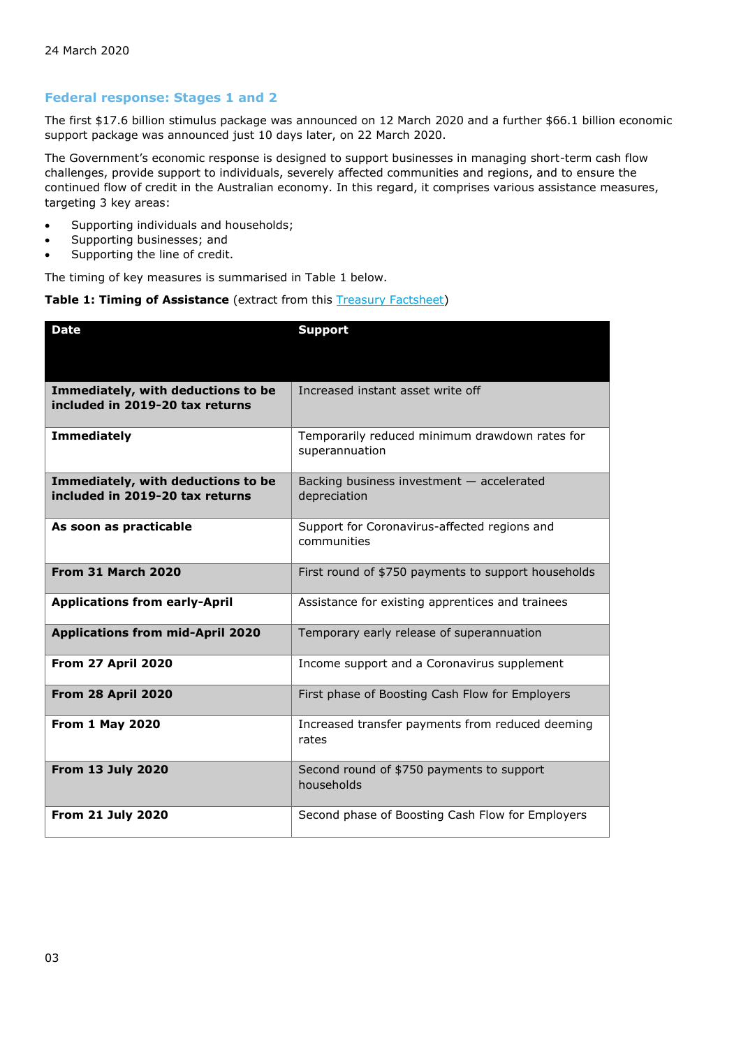24 March 2020

## Federal response: Stages 1 and 2

The first $17.6 billion stimulus package was announced on 12 March 2020 and a further $66.1 billion economic support package was announced just 10 days later, on 22 March 2020.

The Government's economic response is designed to support businesses in managing short-term cash flow challenges, provide support to individuals, severely affected communities and regions, and to ensure the continued flow of credit in the Australian economy. In this regard, it comprises various assistance measures, targeting 3 key areas:

- Supporting individuals and households;
- Supporting businesses; and
- Supporting the line of credit.

The timing of key measures is summarised in Table 1 below.

**Table 1: Timing of Assistance** (extract from this Treasury Factsheet)

| Date | Support |
|---|---|
| **Immediately, with deductions to be included in 2019-20 tax returns** | Increased instant asset write off |
| **Immediately** | Temporarily reduced minimum drawdown rates for superannuation |
| **Immediately, with deductions to be included in 2019-20 tax returns** | Backing business investment — accelerated depreciation |
| **As soon as practicable** | Support for Coronavirus-affected regions and communities |
| **From 31 March 2020** | First round of $750 payments to support households |
| **Applications from early-April** | Assistance for existing apprentices and trainees |
| **Applications from mid-April 2020** | Temporary early release of superannuation |
| **From 27 April 2020** | Income support and a Coronavirus supplement |
| **From 28 April 2020** | First phase of Boosting Cash Flow for Employers |
| **From 1 May 2020** | Increased transfer payments from reduced deeming rates |
| **From 13 July 2020** | Second round of $750 payments to support households |
| **From 21 July 2020** | Second phase of Boosting Cash Flow for Employers |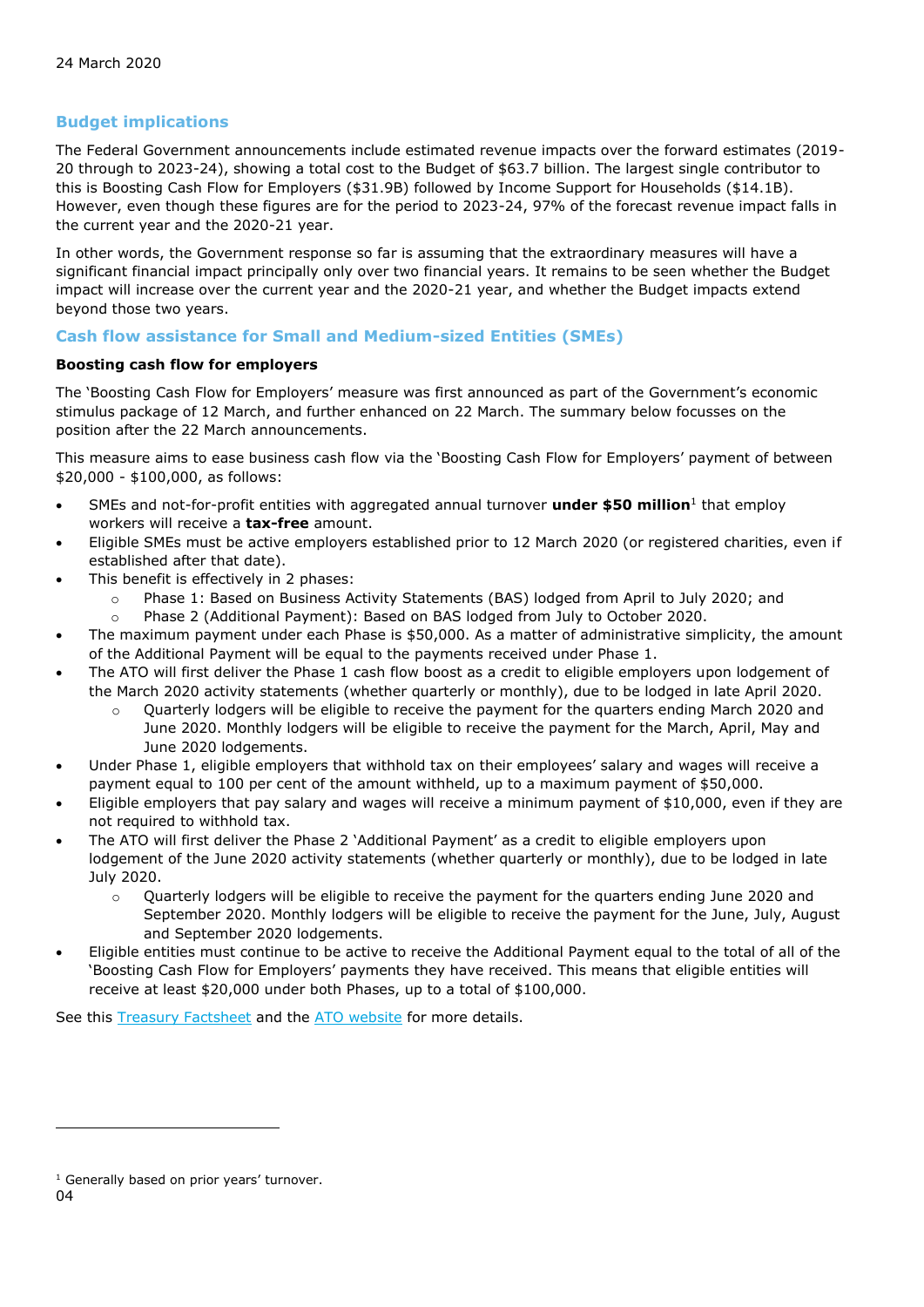## Budget implications

The Federal Government announcements include estimated revenue impacts over the forward estimates (2019-20 through to 2023-24), showing a total cost to the Budget of $63.7 billion. The largest single contributor to this is Boosting Cash Flow for Employers ($31.9B) followed by Income Support for Households ($14.1B). However, even though these figures are for the period to 2023-24, 97% of the forecast revenue impact falls in the current year and the 2020-21 year.

In other words, the Government response so far is assuming that the extraordinary measures will have a significant financial impact principally only over two financial years. It remains to be seen whether the Budget impact will increase over the current year and the 2020-21 year, and whether the Budget impacts extend beyond those two years.

## Cash flow assistance for Small and Medium-sized Entities (SMEs)

### Boosting cash flow for employers

The 'Boosting Cash Flow for Employers' measure was first announced as part of the Government's economic stimulus package of 12 March, and further enhanced on 22 March. The summary below focusses on the position after the 22 March announcements.

This measure aims to ease business cash flow via the 'Boosting Cash Flow for Employers' payment of between $20,000 - $100,000, as follows:

- SMEs and not-for-profit entities with aggregated annual turnover **under $50 million**[1] that employ workers will receive a **tax-free** amount.
- Eligible SMEs must be active employers established prior to 12 March 2020 (or registered charities, even if established after that date).
- This benefit is effectively in 2 phases:
  - Phase 1: Based on Business Activity Statements (BAS) lodged from April to July 2020; and
  - Phase 2 (Additional Payment): Based on BAS lodged from July to October 2020.
- The maximum payment under each Phase is $50,000. As a matter of administrative simplicity, the amount of the Additional Payment will be equal to the payments received under Phase 1.
- The ATO will first deliver the Phase 1 cash flow boost as a credit to eligible employers upon lodgement of the March 2020 activity statements (whether quarterly or monthly), due to be lodged in late April 2020.
  - Quarterly lodgers will be eligible to receive the payment for the quarters ending March 2020 and June 2020. Monthly lodgers will be eligible to receive the payment for the March, April, May and June 2020 lodgements.
- Under Phase 1, eligible employers that withhold tax on their employees' salary and wages will receive a payment equal to 100 per cent of the amount withheld, up to a maximum payment of $50,000.
- Eligible employers that pay salary and wages will receive a minimum payment of $10,000, even if they are not required to withhold tax.
- The ATO will first deliver the Phase 2 'Additional Payment' as a credit to eligible employers upon lodgement of the June 2020 activity statements (whether quarterly or monthly), due to be lodged in late July 2020.
  - Quarterly lodgers will be eligible to receive the payment for the quarters ending June 2020 and September 2020. Monthly lodgers will be eligible to receive the payment for the June, July, August and September 2020 lodgements.
- Eligible entities must continue to be active to receive the Additional Payment equal to the total of all of the 'Boosting Cash Flow for Employers' payments they have received. This means that eligible entities will receive at least $20,000 under both Phases, up to a total of $100,000.

See this Treasury Factsheet and the ATO website for more details.

[1] Generally based on prior years' turnover.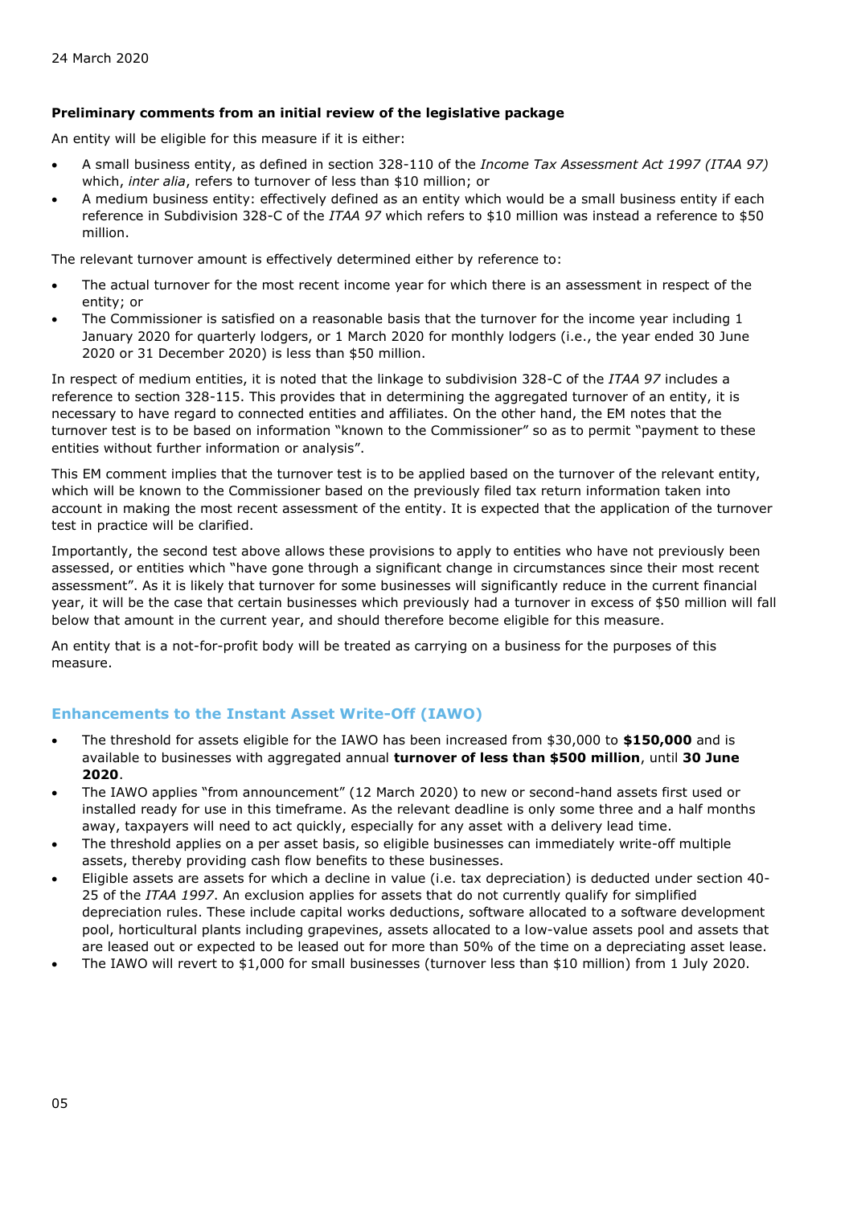24 March 2020

**Preliminary comments from an initial review of the legislative package**

An entity will be eligible for this measure if it is either:

- A small business entity, as defined in section 328-110 of the *Income Tax Assessment Act 1997 (ITAA 97)* which, *inter alia*, refers to turnover of less than $10 million; or
- A medium business entity: effectively defined as an entity which would be a small business entity if each reference in Subdivision 328-C of the *ITAA 97* which refers to $10 million was instead a reference to $50 million.

The relevant turnover amount is effectively determined either by reference to:

- The actual turnover for the most recent income year for which there is an assessment in respect of the entity; or
- The Commissioner is satisfied on a reasonable basis that the turnover for the income year including 1 January 2020 for quarterly lodgers, or 1 March 2020 for monthly lodgers (i.e., the year ended 30 June 2020 or 31 December 2020) is less than $50 million.

In respect of medium entities, it is noted that the linkage to subdivision 328-C of the *ITAA 97* includes a reference to section 328-115. This provides that in determining the aggregated turnover of an entity, it is necessary to have regard to connected entities and affiliates. On the other hand, the EM notes that the turnover test is to be based on information "known to the Commissioner" so as to permit "payment to these entities without further information or analysis".

This EM comment implies that the turnover test is to be applied based on the turnover of the relevant entity, which will be known to the Commissioner based on the previously filed tax return information taken into account in making the most recent assessment of the entity. It is expected that the application of the turnover test in practice will be clarified.

Importantly, the second test above allows these provisions to apply to entities who have not previously been assessed, or entities which "have gone through a significant change in circumstances since their most recent assessment". As it is likely that turnover for some businesses will significantly reduce in the current financial year, it will be the case that certain businesses which previously had a turnover in excess of $50 million will fall below that amount in the current year, and should therefore become eligible for this measure.

An entity that is a not-for-profit body will be treated as carrying on a business for the purposes of this measure.

## Enhancements to the Instant Asset Write-Off (IAWO)

- The threshold for assets eligible for the IAWO has been increased from $30,000 to **$150,000** and is available to businesses with aggregated annual **turnover of less than $500 million**, until **30 June 2020**.
- The IAWO applies "from announcement" (12 March 2020) to new or second-hand assets first used or installed ready for use in this timeframe. As the relevant deadline is only some three and a half months away, taxpayers will need to act quickly, especially for any asset with a delivery lead time.
- The threshold applies on a per asset basis, so eligible businesses can immediately write-off multiple assets, thereby providing cash flow benefits to these businesses.
- Eligible assets are assets for which a decline in value (i.e. tax depreciation) is deducted under section 40-25 of the *ITAA 1997*. An exclusion applies for assets that do not currently qualify for simplified depreciation rules. These include capital works deductions, software allocated to a software development pool, horticultural plants including grapevines, assets allocated to a low-value assets pool and assets that are leased out or expected to be leased out for more than 50% of the time on a depreciating asset lease.
- The IAWO will revert to $1,000 for small businesses (turnover less than $10 million) from 1 July 2020.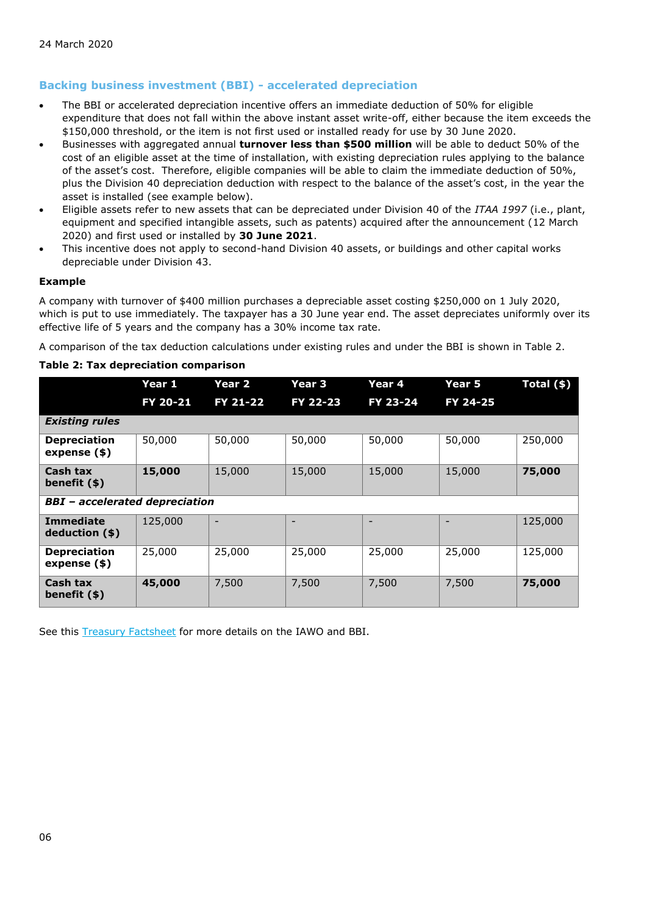24 March 2020

## Backing business investment (BBI) - accelerated depreciation

- The BBI or accelerated depreciation incentive offers an immediate deduction of 50% for eligible expenditure that does not fall within the above instant asset write-off, either because the item exceeds the $150,000 threshold, or the item is not first used or installed ready for use by 30 June 2020.
- Businesses with aggregated annual **turnover less than $500 million** will be able to deduct 50% of the cost of an eligible asset at the time of installation, with existing depreciation rules applying to the balance of the asset's cost. Therefore, eligible companies will be able to claim the immediate deduction of 50%, plus the Division 40 depreciation deduction with respect to the balance of the asset's cost, in the year the asset is installed (see example below).
- Eligible assets refer to new assets that can be depreciated under Division 40 of the *ITAA 1997* (i.e., plant, equipment and specified intangible assets, such as patents) acquired after the announcement (12 March 2020) and first used or installed by **30 June 2021**.
- This incentive does not apply to second-hand Division 40 assets, or buildings and other capital works depreciable under Division 43.

**Example**

A company with turnover of $400 million purchases a depreciable asset costing $250,000 on 1 July 2020, which is put to use immediately. The taxpayer has a 30 June year end. The asset depreciates uniformly over its effective life of 5 years and the company has a 30% income tax rate.

A comparison of the tax deduction calculations under existing rules and under the BBI is shown in Table 2.

**Table 2: Tax depreciation comparison**

| | Year 1 FY 20-21 | Year 2 FY 21-22 | Year 3 FY 22-23 | Year 4 FY 23-24 | Year 5 FY 24-25 | Total ($) |
|---|---|---|---|---|---|---|
| ***Existing rules*** | | | | | | |
| **Depreciation expense ($)** | 50,000 | 50,000 | 50,000 | 50,000 | 50,000 | 250,000 |
| **Cash tax benefit ($)** | **15,000** | 15,000 | 15,000 | 15,000 | 15,000 | **75,000** |
| ***BBI – accelerated depreciation*** | | | | | | |
| **Immediate deduction ($)** | 125,000 | - | - | - | - | 125,000 |
| **Depreciation expense ($)** | 25,000 | 25,000 | 25,000 | 25,000 | 25,000 | 125,000 |
| **Cash tax benefit ($)** | **45,000** | 7,500 | 7,500 | 7,500 | 7,500 | **75,000** |

See this Treasury Factsheet for more details on the IAWO and BBI.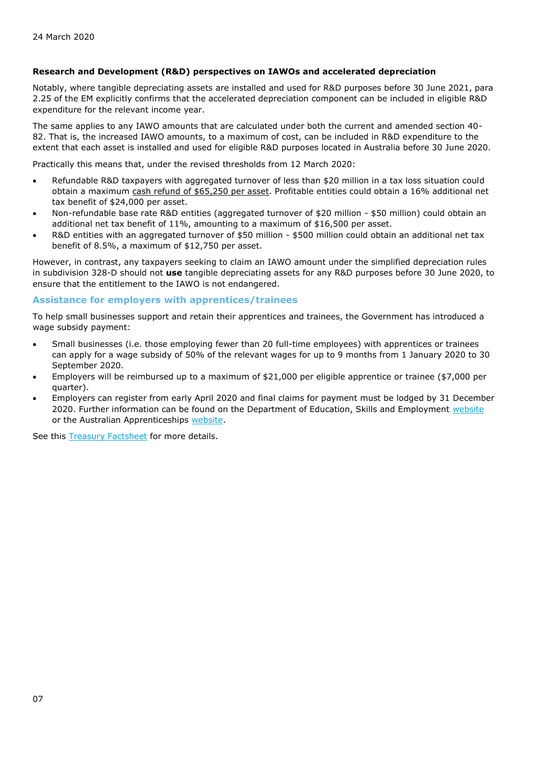24 March 2020

**Research and Development (R&D) perspectives on IAWOs and accelerated depreciation**

Notably, where tangible depreciating assets are installed and used for R&D purposes before 30 June 2021, para 2.25 of the EM explicitly confirms that the accelerated depreciation component can be included in eligible R&D expenditure for the relevant income year.

The same applies to any IAWO amounts that are calculated under both the current and amended section 40-82. That is, the increased IAWO amounts, to a maximum of cost, can be included in R&D expenditure to the extent that each asset is installed and used for eligible R&D purposes located in Australia before 30 June 2020.

Practically this means that, under the revised thresholds from 12 March 2020:

- Refundable R&D taxpayers with aggregated turnover of less than $20 million in a tax loss situation could obtain a maximum cash refund of $65,250 per asset. Profitable entities could obtain a 16% additional net tax benefit of $24,000 per asset.
- Non-refundable base rate R&D entities (aggregated turnover of $20 million - $50 million) could obtain an additional net tax benefit of 11%, amounting to a maximum of $16,500 per asset.
- R&D entities with an aggregated turnover of $50 million - $500 million could obtain an additional net tax benefit of 8.5%, a maximum of $12,750 per asset.

However, in contrast, any taxpayers seeking to claim an IAWO amount under the simplified depreciation rules in subdivision 328-D should not **use** tangible depreciating assets for any R&D purposes before 30 June 2020, to ensure that the entitlement to the IAWO is not endangered.

## Assistance for employers with apprentices/trainees

To help small businesses support and retain their apprentices and trainees, the Government has introduced a wage subsidy payment:

- Small businesses (i.e. those employing fewer than 20 full-time employees) with apprentices or trainees can apply for a wage subsidy of 50% of the relevant wages for up to 9 months from 1 January 2020 to 30 September 2020.
- Employers will be reimbursed up to a maximum of $21,000 per eligible apprentice or trainee ($7,000 per quarter).
- Employers can register from early April 2020 and final claims for payment must be lodged by 31 December 2020. Further information can be found on the Department of Education, Skills and Employment website or the Australian Apprenticeships website.

See this Treasury Factsheet for more details.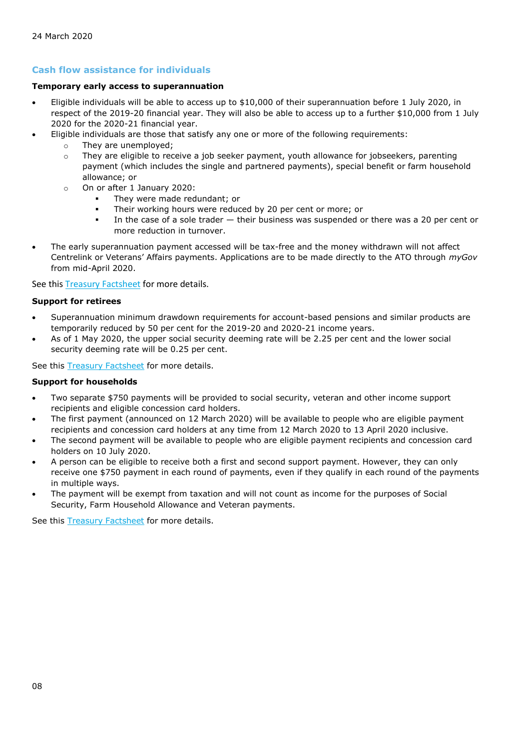24 March 2020

## Cash flow assistance for individuals

**Temporary early access to superannuation**

- Eligible individuals will be able to access up to $10,000 of their superannuation before 1 July 2020, in respect of the 2019-20 financial year. They will also be able to access up to a further $10,000 from 1 July 2020 for the 2020-21 financial year.
- Eligible individuals are those that satisfy any one or more of the following requirements:
  - They are unemployed;
  - They are eligible to receive a job seeker payment, youth allowance for jobseekers, parenting payment (which includes the single and partnered payments), special benefit or farm household allowance; or
  - On or after 1 January 2020:
    - They were made redundant; or
    - Their working hours were reduced by 20 per cent or more; or
    - In the case of a sole trader — their business was suspended or there was a 20 per cent or more reduction in turnover.
- The early superannuation payment accessed will be tax-free and the money withdrawn will not affect Centrelink or Veterans' Affairs payments. Applications are to be made directly to the ATO through *myGov* from mid-April 2020.

See this Treasury Factsheet for more details.

**Support for retirees**

- Superannuation minimum drawdown requirements for account-based pensions and similar products are temporarily reduced by 50 per cent for the 2019-20 and 2020-21 income years.
- As of 1 May 2020, the upper social security deeming rate will be 2.25 per cent and the lower social security deeming rate will be 0.25 per cent.

See this Treasury Factsheet for more details.

**Support for households**

- Two separate $750 payments will be provided to social security, veteran and other income support recipients and eligible concession card holders.
- The first payment (announced on 12 March 2020) will be available to people who are eligible payment recipients and concession card holders at any time from 12 March 2020 to 13 April 2020 inclusive.
- The second payment will be available to people who are eligible payment recipients and concession card holders on 10 July 2020.
- A person can be eligible to receive both a first and second support payment. However, they can only receive one $750 payment in each round of payments, even if they qualify in each round of the payments in multiple ways.
- The payment will be exempt from taxation and will not count as income for the purposes of Social Security, Farm Household Allowance and Veteran payments.

See this Treasury Factsheet for more details.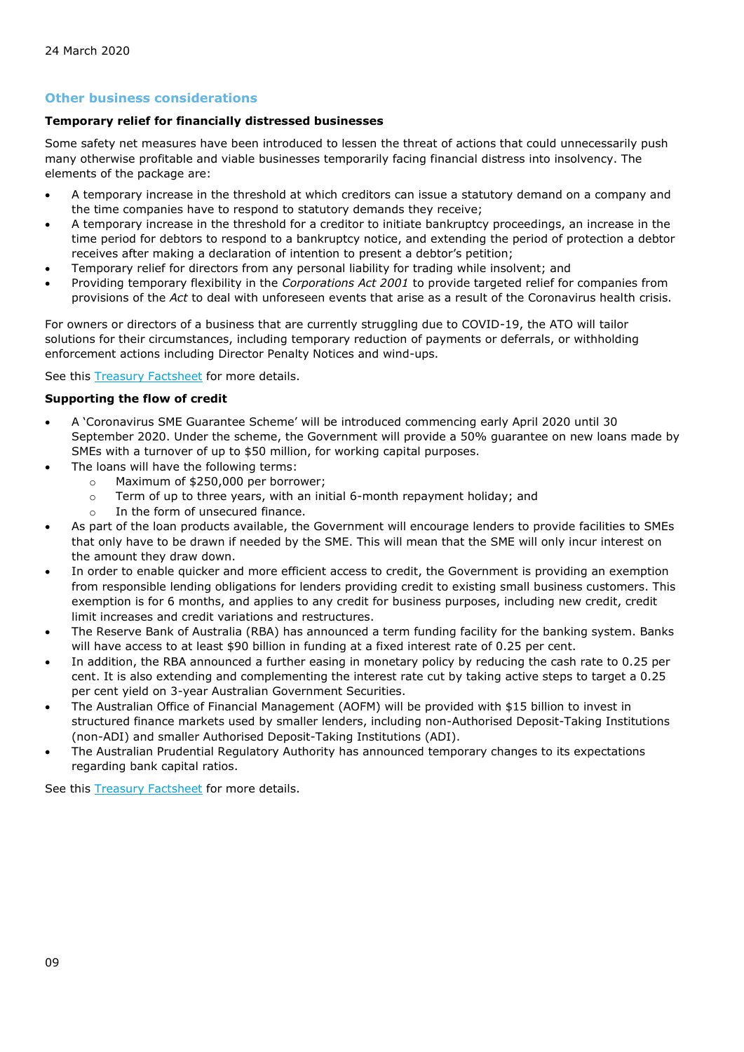24 March 2020

## Other business considerations

**Temporary relief for financially distressed businesses**

Some safety net measures have been introduced to lessen the threat of actions that could unnecessarily push many otherwise profitable and viable businesses temporarily facing financial distress into insolvency. The elements of the package are:

- A temporary increase in the threshold at which creditors can issue a statutory demand on a company and the time companies have to respond to statutory demands they receive;
- A temporary increase in the threshold for a creditor to initiate bankruptcy proceedings, an increase in the time period for debtors to respond to a bankruptcy notice, and extending the period of protection a debtor receives after making a declaration of intention to present a debtor's petition;
- Temporary relief for directors from any personal liability for trading while insolvent; and
- Providing temporary flexibility in the *Corporations Act 2001* to provide targeted relief for companies from provisions of the *Act* to deal with unforeseen events that arise as a result of the Coronavirus health crisis.

For owners or directors of a business that are currently struggling due to COVID-19, the ATO will tailor solutions for their circumstances, including temporary reduction of payments or deferrals, or withholding enforcement actions including Director Penalty Notices and wind-ups.

See this Treasury Factsheet for more details.

**Supporting the flow of credit**

- A 'Coronavirus SME Guarantee Scheme' will be introduced commencing early April 2020 until 30 September 2020. Under the scheme, the Government will provide a 50% guarantee on new loans made by SMEs with a turnover of up to $50 million, for working capital purposes.
- The loans will have the following terms:
  - Maximum of $250,000 per borrower;
  - Term of up to three years, with an initial 6-month repayment holiday; and
  - In the form of unsecured finance.
- As part of the loan products available, the Government will encourage lenders to provide facilities to SMEs that only have to be drawn if needed by the SME. This will mean that the SME will only incur interest on the amount they draw down.
- In order to enable quicker and more efficient access to credit, the Government is providing an exemption from responsible lending obligations for lenders providing credit to existing small business customers. This exemption is for 6 months, and applies to any credit for business purposes, including new credit, credit limit increases and credit variations and restructures.
- The Reserve Bank of Australia (RBA) has announced a term funding facility for the banking system. Banks will have access to at least $90 billion in funding at a fixed interest rate of 0.25 per cent.
- In addition, the RBA announced a further easing in monetary policy by reducing the cash rate to 0.25 per cent. It is also extending and complementing the interest rate cut by taking active steps to target a 0.25 per cent yield on 3-year Australian Government Securities.
- The Australian Office of Financial Management (AOFM) will be provided with $15 billion to invest in structured finance markets used by smaller lenders, including non-Authorised Deposit-Taking Institutions (non-ADI) and smaller Authorised Deposit-Taking Institutions (ADI).
- The Australian Prudential Regulatory Authority has announced temporary changes to its expectations regarding bank capital ratios.

See this Treasury Factsheet for more details.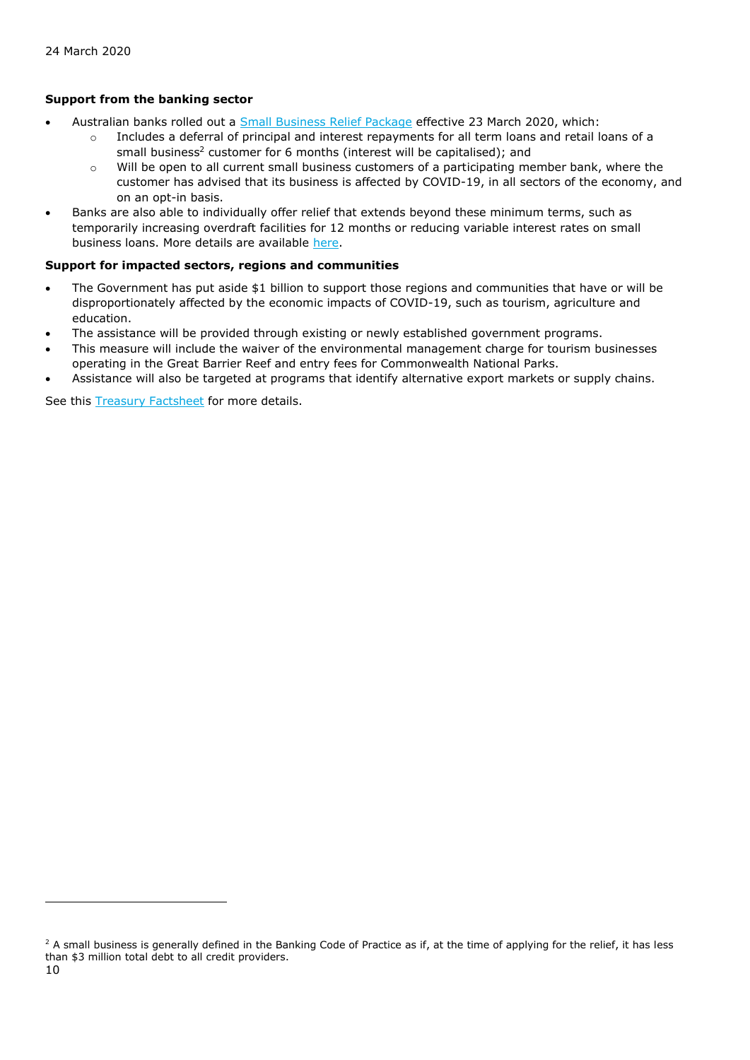24 March 2020

**Support from the banking sector**

- Australian banks rolled out a Small Business Relief Package effective 23 March 2020, which:
  - Includes a deferral of principal and interest repayments for all term loans and retail loans of a small business[2] customer for 6 months (interest will be capitalised); and
  - Will be open to all current small business customers of a participating member bank, where the customer has advised that its business is affected by COVID-19, in all sectors of the economy, and on an opt-in basis.
- Banks are also able to individually offer relief that extends beyond these minimum terms, such as temporarily increasing overdraft facilities for 12 months or reducing variable interest rates on small business loans. More details are available here.

**Support for impacted sectors, regions and communities**

- The Government has put aside $1 billion to support those regions and communities that have or will be disproportionately affected by the economic impacts of COVID-19, such as tourism, agriculture and education.
- The assistance will be provided through existing or newly established government programs.
- This measure will include the waiver of the environmental management charge for tourism businesses operating in the Great Barrier Reef and entry fees for Commonwealth National Parks.
- Assistance will also be targeted at programs that identify alternative export markets or supply chains.

See this Treasury Factsheet for more details.

[2] A small business is generally defined in the Banking Code of Practice as if, at the time of applying for the relief, it has less than $3 million total debt to all credit providers.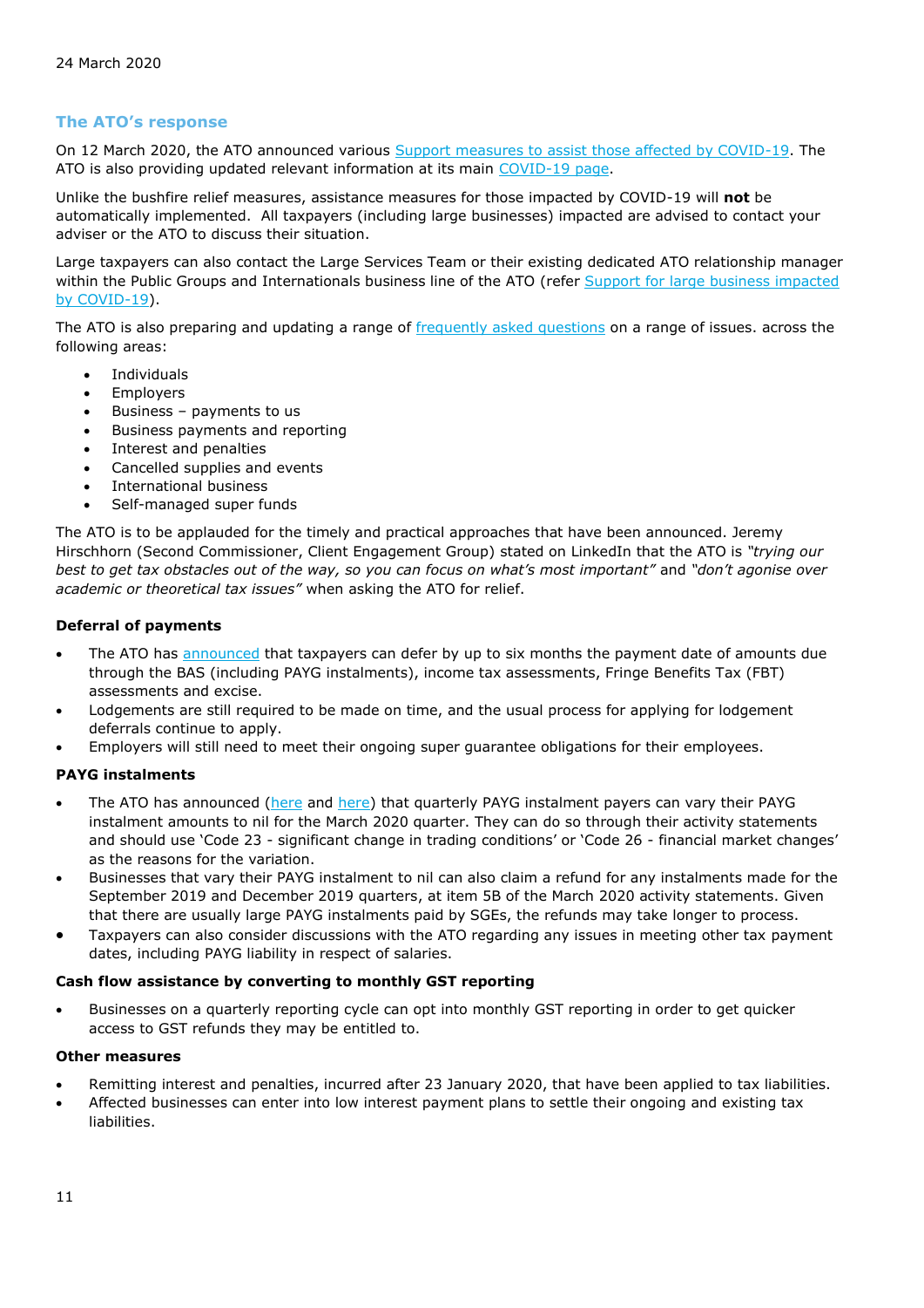24 March 2020

## The ATO's response

On 12 March 2020, the ATO announced various Support measures to assist those affected by COVID-19. The ATO is also providing updated relevant information at its main COVID-19 page.

Unlike the bushfire relief measures, assistance measures for those impacted by COVID-19 will **not** be automatically implemented. All taxpayers (including large businesses) impacted are advised to contact your adviser or the ATO to discuss their situation.

Large taxpayers can also contact the Large Services Team or their existing dedicated ATO relationship manager within the Public Groups and Internationals business line of the ATO (refer Support for large business impacted by COVID-19).

The ATO is also preparing and updating a range of frequently asked questions on a range of issues. across the following areas:

- Individuals
- Employers
- Business – payments to us
- Business payments and reporting
- Interest and penalties
- Cancelled supplies and events
- International business
- Self-managed super funds

The ATO is to be applauded for the timely and practical approaches that have been announced. Jeremy Hirschhorn (Second Commissioner, Client Engagement Group) stated on LinkedIn that the ATO is *"trying our best to get tax obstacles out of the way, so you can focus on what's most important"* and *"don't agonise over academic or theoretical tax issues"* when asking the ATO for relief.

#### Deferral of payments

- The ATO has announced that taxpayers can defer by up to six months the payment date of amounts due through the BAS (including PAYG instalments), income tax assessments, Fringe Benefits Tax (FBT) assessments and excise.
- Lodgements are still required to be made on time, and the usual process for applying for lodgement deferrals continue to apply.
- Employers will still need to meet their ongoing super guarantee obligations for their employees.

#### PAYG instalments

- The ATO has announced (here and here) that quarterly PAYG instalment payers can vary their PAYG instalment amounts to nil for the March 2020 quarter. They can do so through their activity statements and should use 'Code 23 - significant change in trading conditions' or 'Code 26 - financial market changes' as the reasons for the variation.
- Businesses that vary their PAYG instalment to nil can also claim a refund for any instalments made for the September 2019 and December 2019 quarters, at item 5B of the March 2020 activity statements. Given that there are usually large PAYG instalments paid by SGEs, the refunds may take longer to process.
- Taxpayers can also consider discussions with the ATO regarding any issues in meeting other tax payment dates, including PAYG liability in respect of salaries.

#### Cash flow assistance by converting to monthly GST reporting

- Businesses on a quarterly reporting cycle can opt into monthly GST reporting in order to get quicker access to GST refunds they may be entitled to.

#### Other measures

- Remitting interest and penalties, incurred after 23 January 2020, that have been applied to tax liabilities.
- Affected businesses can enter into low interest payment plans to settle their ongoing and existing tax liabilities.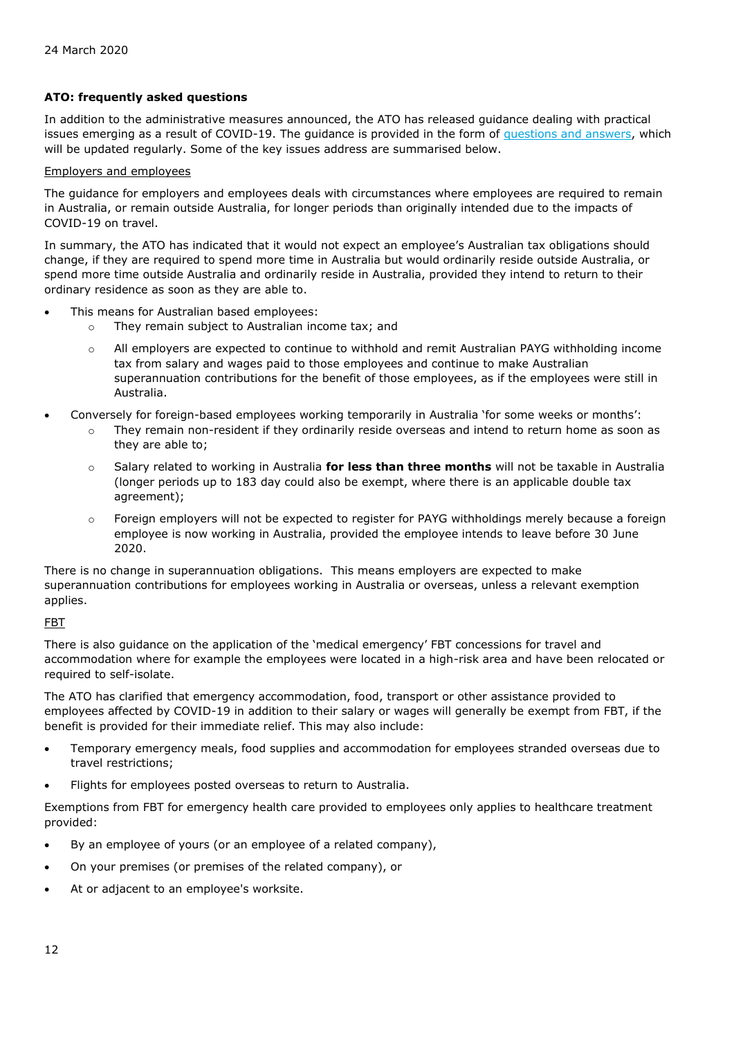24 March 2020

**ATO: frequently asked questions**

In addition to the administrative measures announced, the ATO has released guidance dealing with practical issues emerging as a result of COVID-19. The guidance is provided in the form of [questions and answers](), which will be updated regularly. Some of the key issues address are summarised below.

Employers and employees

The guidance for employers and employees deals with circumstances where employees are required to remain in Australia, or remain outside Australia, for longer periods than originally intended due to the impacts of COVID-19 on travel.

In summary, the ATO has indicated that it would not expect an employee's Australian tax obligations should change, if they are required to spend more time in Australia but would ordinarily reside outside Australia, or spend more time outside Australia and ordinarily reside in Australia, provided they intend to return to their ordinary residence as soon as they are able to.

- This means for Australian based employees:
  - They remain subject to Australian income tax; and
  - All employers are expected to continue to withhold and remit Australian PAYG withholding income tax from salary and wages paid to those employees and continue to make Australian superannuation contributions for the benefit of those employees, as if the employees were still in Australia.
- Conversely for foreign-based employees working temporarily in Australia 'for some weeks or months':
  - They remain non-resident if they ordinarily reside overseas and intend to return home as soon as they are able to;
  - Salary related to working in Australia **for less than three months** will not be taxable in Australia (longer periods up to 183 day could also be exempt, where there is an applicable double tax agreement);
  - Foreign employers will not be expected to register for PAYG withholdings merely because a foreign employee is now working in Australia, provided the employee intends to leave before 30 June 2020.

There is no change in superannuation obligations. This means employers are expected to make superannuation contributions for employees working in Australia or overseas, unless a relevant exemption applies.

FBT

There is also guidance on the application of the 'medical emergency' FBT concessions for travel and accommodation where for example the employees were located in a high-risk area and have been relocated or required to self-isolate.

The ATO has clarified that emergency accommodation, food, transport or other assistance provided to employees affected by COVID-19 in addition to their salary or wages will generally be exempt from FBT, if the benefit is provided for their immediate relief. This may also include:

- Temporary emergency meals, food supplies and accommodation for employees stranded overseas due to travel restrictions;
- Flights for employees posted overseas to return to Australia.

Exemptions from FBT for emergency health care provided to employees only applies to healthcare treatment provided:

- By an employee of yours (or an employee of a related company),
- On your premises (or premises of the related company), or
- At or adjacent to an employee's worksite.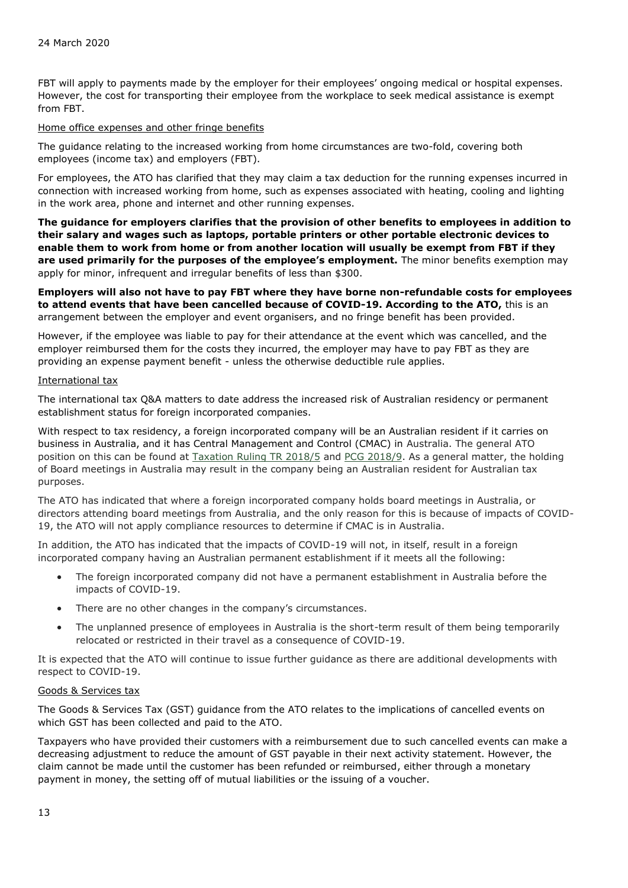24 March 2020

FBT will apply to payments made by the employer for their employees' ongoing medical or hospital expenses. However, the cost for transporting their employee from the workplace to seek medical assistance is exempt from FBT.

Home office expenses and other fringe benefits

The guidance relating to the increased working from home circumstances are two-fold, covering both employees (income tax) and employers (FBT).

For employees, the ATO has clarified that they may claim a tax deduction for the running expenses incurred in connection with increased working from home, such as expenses associated with heating, cooling and lighting in the work area, phone and internet and other running expenses.

**The guidance for employers clarifies that the provision of other benefits to employees in addition to their salary and wages such as laptops, portable printers or other portable electronic devices to enable them to work from home or from another location will usually be exempt from FBT if they are used primarily for the purposes of the employee's employment.** The minor benefits exemption may apply for minor, infrequent and irregular benefits of less than $300.

**Employers will also not have to pay FBT where they have borne non-refundable costs for employees to attend events that have been cancelled because of COVID-19. According to the ATO,** this is an arrangement between the employer and event organisers, and no fringe benefit has been provided.

However, if the employee was liable to pay for their attendance at the event which was cancelled, and the employer reimbursed them for the costs they incurred, the employer may have to pay FBT as they are providing an expense payment benefit - unless the otherwise deductible rule applies.

International tax

The international tax Q&A matters to date address the increased risk of Australian residency or permanent establishment status for foreign incorporated companies.

With respect to tax residency, a foreign incorporated company will be an Australian resident if it carries on business in Australia, and it has Central Management and Control (CMAC) in Australia. The general ATO position on this can be found at Taxation Ruling TR 2018/5 and PCG 2018/9. As a general matter, the holding of Board meetings in Australia may result in the company being an Australian resident for Australian tax purposes.

The ATO has indicated that where a foreign incorporated company holds board meetings in Australia, or directors attending board meetings from Australia, and the only reason for this is because of impacts of COVID-19, the ATO will not apply compliance resources to determine if CMAC is in Australia.

In addition, the ATO has indicated that the impacts of COVID-19 will not, in itself, result in a foreign incorporated company having an Australian permanent establishment if it meets all the following:

- The foreign incorporated company did not have a permanent establishment in Australia before the impacts of COVID-19.
- There are no other changes in the company's circumstances.
- The unplanned presence of employees in Australia is the short-term result of them being temporarily relocated or restricted in their travel as a consequence of COVID-19.

It is expected that the ATO will continue to issue further guidance as there are additional developments with respect to COVID-19.

Goods & Services tax

The Goods & Services Tax (GST) guidance from the ATO relates to the implications of cancelled events on which GST has been collected and paid to the ATO.

Taxpayers who have provided their customers with a reimbursement due to such cancelled events can make a decreasing adjustment to reduce the amount of GST payable in their next activity statement. However, the claim cannot be made until the customer has been refunded or reimbursed, either through a monetary payment in money, the setting off of mutual liabilities or the issuing of a voucher.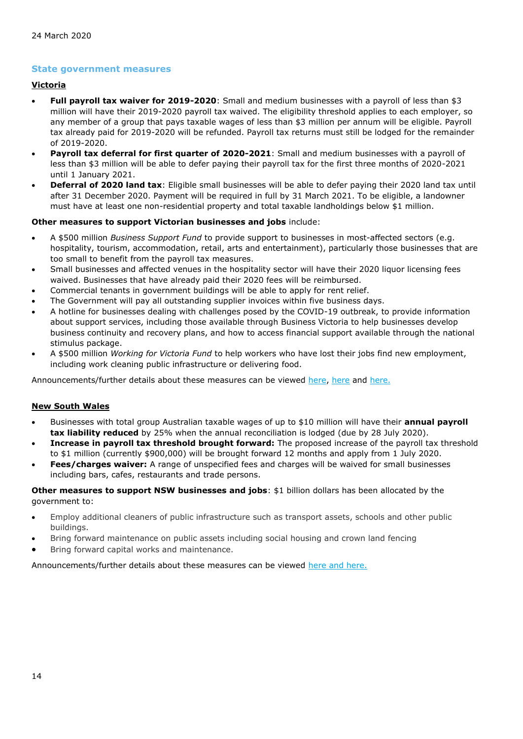24 March 2020

## State government measures

### Victoria

- **Full payroll tax waiver for 2019-2020**: Small and medium businesses with a payroll of less than $3 million will have their 2019-2020 payroll tax waived. The eligibility threshold applies to each employer, so any member of a group that pays taxable wages of less than $3 million per annum will be eligible. Payroll tax already paid for 2019-2020 will be refunded. Payroll tax returns must still be lodged for the remainder of 2019-2020.
- **Payroll tax deferral for first quarter of 2020-2021**: Small and medium businesses with a payroll of less than $3 million will be able to defer paying their payroll tax for the first three months of 2020-2021 until 1 January 2021.
- **Deferral of 2020 land tax**: Eligible small businesses will be able to defer paying their 2020 land tax until after 31 December 2020. Payment will be required in full by 31 March 2021. To be eligible, a landowner must have at least one non-residential property and total taxable landholdings below $1 million.

**Other measures to support Victorian businesses and jobs** include:

- A $500 million *Business Support Fund* to provide support to businesses in most-affected sectors (e.g. hospitality, tourism, accommodation, retail, arts and entertainment), particularly those businesses that are too small to benefit from the payroll tax measures.
- Small businesses and affected venues in the hospitality sector will have their 2020 liquor licensing fees waived. Businesses that have already paid their 2020 fees will be reimbursed.
- Commercial tenants in government buildings will be able to apply for rent relief.
- The Government will pay all outstanding supplier invoices within five business days.
- A hotline for businesses dealing with challenges posed by the COVID-19 outbreak, to provide information about support services, including those available through Business Victoria to help businesses develop business continuity and recovery plans, and how to access financial support available through the national stimulus package.
- A $500 million *Working for Victoria Fund* to help workers who have lost their jobs find new employment, including work cleaning public infrastructure or delivering food.

Announcements/further details about these measures can be viewed here, here and here.

### New South Wales

- Businesses with total group Australian taxable wages of up to $10 million will have their **annual payroll tax liability reduced** by 25% when the annual reconciliation is lodged (due by 28 July 2020).
- **Increase in payroll tax threshold brought forward:** The proposed increase of the payroll tax threshold to $1 million (currently $900,000) will be brought forward 12 months and apply from 1 July 2020.
- **Fees/charges waiver:** A range of unspecified fees and charges will be waived for small businesses including bars, cafes, restaurants and trade persons.

**Other measures to support NSW businesses and jobs**: $1 billion dollars has been allocated by the government to:

- Employ additional cleaners of public infrastructure such as transport assets, schools and other public buildings.
- Bring forward maintenance on public assets including social housing and crown land fencing
- Bring forward capital works and maintenance.

Announcements/further details about these measures can be viewed here and here.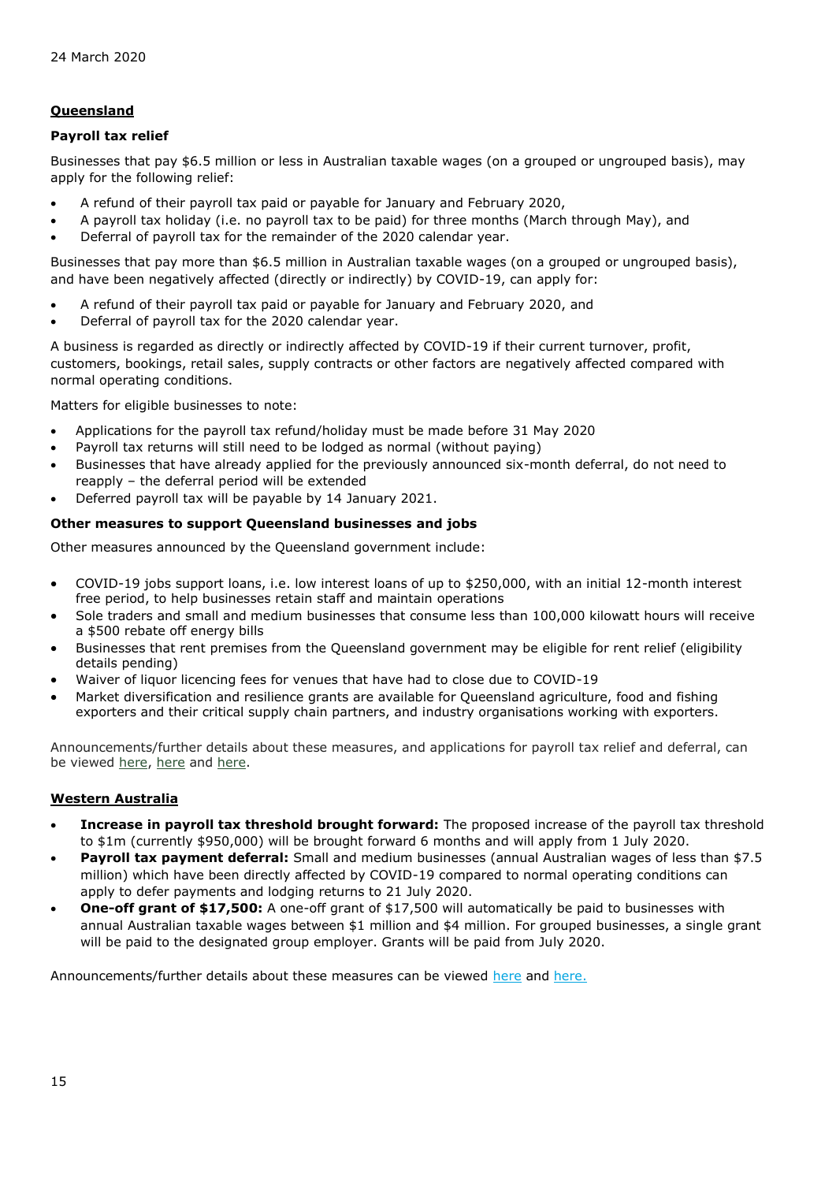24 March 2020

## Queensland

### Payroll tax relief

Businesses that pay $6.5 million or less in Australian taxable wages (on a grouped or ungrouped basis), may apply for the following relief:

- A refund of their payroll tax paid or payable for January and February 2020,
- A payroll tax holiday (i.e. no payroll tax to be paid) for three months (March through May), and
- Deferral of payroll tax for the remainder of the 2020 calendar year.

Businesses that pay more than $6.5 million in Australian taxable wages (on a grouped or ungrouped basis), and have been negatively affected (directly or indirectly) by COVID-19, can apply for:

- A refund of their payroll tax paid or payable for January and February 2020, and
- Deferral of payroll tax for the 2020 calendar year.

A business is regarded as directly or indirectly affected by COVID-19 if their current turnover, profit, customers, bookings, retail sales, supply contracts or other factors are negatively affected compared with normal operating conditions.

Matters for eligible businesses to note:

- Applications for the payroll tax refund/holiday must be made before 31 May 2020
- Payroll tax returns will still need to be lodged as normal (without paying)
- Businesses that have already applied for the previously announced six-month deferral, do not need to reapply – the deferral period will be extended
- Deferred payroll tax will be payable by 14 January 2021.

### Other measures to support Queensland businesses and jobs

Other measures announced by the Queensland government include:

- COVID-19 jobs support loans, i.e. low interest loans of up to $250,000, with an initial 12-month interest free period, to help businesses retain staff and maintain operations
- Sole traders and small and medium businesses that consume less than 100,000 kilowatt hours will receive a $500 rebate off energy bills
- Businesses that rent premises from the Queensland government may be eligible for rent relief (eligibility details pending)
- Waiver of liquor licencing fees for venues that have had to close due to COVID-19
- Market diversification and resilience grants are available for Queensland agriculture, food and fishing exporters and their critical supply chain partners, and industry organisations working with exporters.

Announcements/further details about these measures, and applications for payroll tax relief and deferral, can be viewed here, here and here.

## Western Australia

- **Increase in payroll tax threshold brought forward:** The proposed increase of the payroll tax threshold to $1m (currently $950,000) will be brought forward 6 months and will apply from 1 July 2020.
- **Payroll tax payment deferral:** Small and medium businesses (annual Australian wages of less than $7.5 million) which have been directly affected by COVID-19 compared to normal operating conditions can apply to defer payments and lodging returns to 21 July 2020.
- **One-off grant of $17,500:** A one-off grant of $17,500 will automatically be paid to businesses with annual Australian taxable wages between $1 million and $4 million. For grouped businesses, a single grant will be paid to the designated group employer. Grants will be paid from July 2020.

Announcements/further details about these measures can be viewed here and here.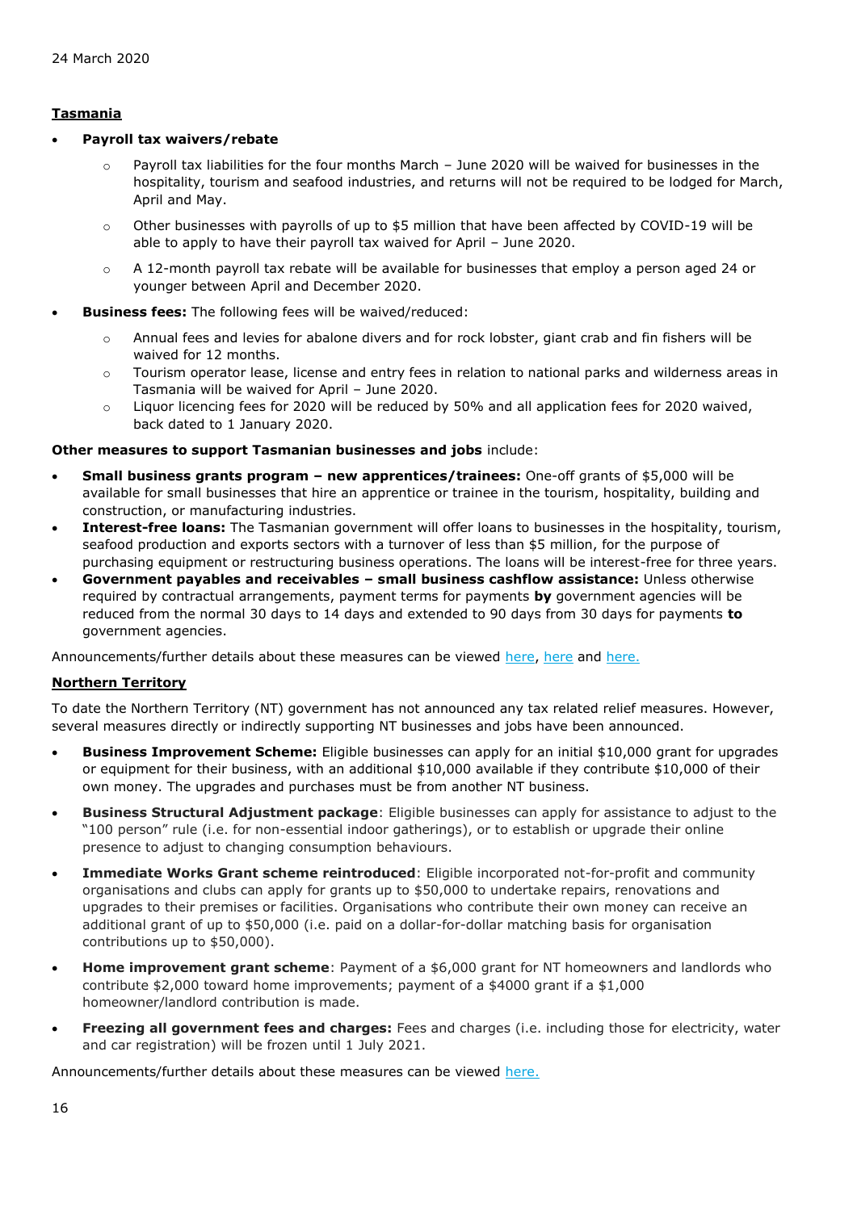24 March 2020

**Tasmania**

- **Payroll tax waivers/rebate**
  - Payroll tax liabilities for the four months March – June 2020 will be waived for businesses in the hospitality, tourism and seafood industries, and returns will not be required to be lodged for March, April and May.
  - Other businesses with payrolls of up to $5 million that have been affected by COVID-19 will be able to apply to have their payroll tax waived for April – June 2020.
  - A 12-month payroll tax rebate will be available for businesses that employ a person aged 24 or younger between April and December 2020.
- **Business fees:** The following fees will be waived/reduced:
  - Annual fees and levies for abalone divers and for rock lobster, giant crab and fin fishers will be waived for 12 months.
  - Tourism operator lease, license and entry fees in relation to national parks and wilderness areas in Tasmania will be waived for April – June 2020.
  - Liquor licencing fees for 2020 will be reduced by 50% and all application fees for 2020 waived, back dated to 1 January 2020.

**Other measures to support Tasmanian businesses and jobs** include:

- **Small business grants program – new apprentices/trainees:** One-off grants of $5,000 will be available for small businesses that hire an apprentice or trainee in the tourism, hospitality, building and construction, or manufacturing industries.
- **Interest-free loans:** The Tasmanian government will offer loans to businesses in the hospitality, tourism, seafood production and exports sectors with a turnover of less than $5 million, for the purpose of purchasing equipment or restructuring business operations. The loans will be interest-free for three years.
- **Government payables and receivables – small business cashflow assistance:** Unless otherwise required by contractual arrangements, payment terms for payments **by** government agencies will be reduced from the normal 30 days to 14 days and extended to 90 days from 30 days for payments **to** government agencies.

Announcements/further details about these measures can be viewed here, here and here.

**Northern Territory**

To date the Northern Territory (NT) government has not announced any tax related relief measures. However, several measures directly or indirectly supporting NT businesses and jobs have been announced.

- **Business Improvement Scheme:** Eligible businesses can apply for an initial $10,000 grant for upgrades or equipment for their business, with an additional $10,000 available if they contribute $10,000 of their own money. The upgrades and purchases must be from another NT business.
- **Business Structural Adjustment package**: Eligible businesses can apply for assistance to adjust to the "100 person" rule (i.e. for non-essential indoor gatherings), or to establish or upgrade their online presence to adjust to changing consumption behaviours.
- **Immediate Works Grant scheme reintroduced**: Eligible incorporated not-for-profit and community organisations and clubs can apply for grants up to $50,000 to undertake repairs, renovations and upgrades to their premises or facilities. Organisations who contribute their own money can receive an additional grant of up to $50,000 (i.e. paid on a dollar-for-dollar matching basis for organisation contributions up to $50,000).
- **Home improvement grant scheme**: Payment of a $6,000 grant for NT homeowners and landlords who contribute $2,000 toward home improvements; payment of a $4000 grant if a $1,000 homeowner/landlord contribution is made.
- **Freezing all government fees and charges:** Fees and charges (i.e. including those for electricity, water and car registration) will be frozen until 1 July 2021.

Announcements/further details about these measures can be viewed here.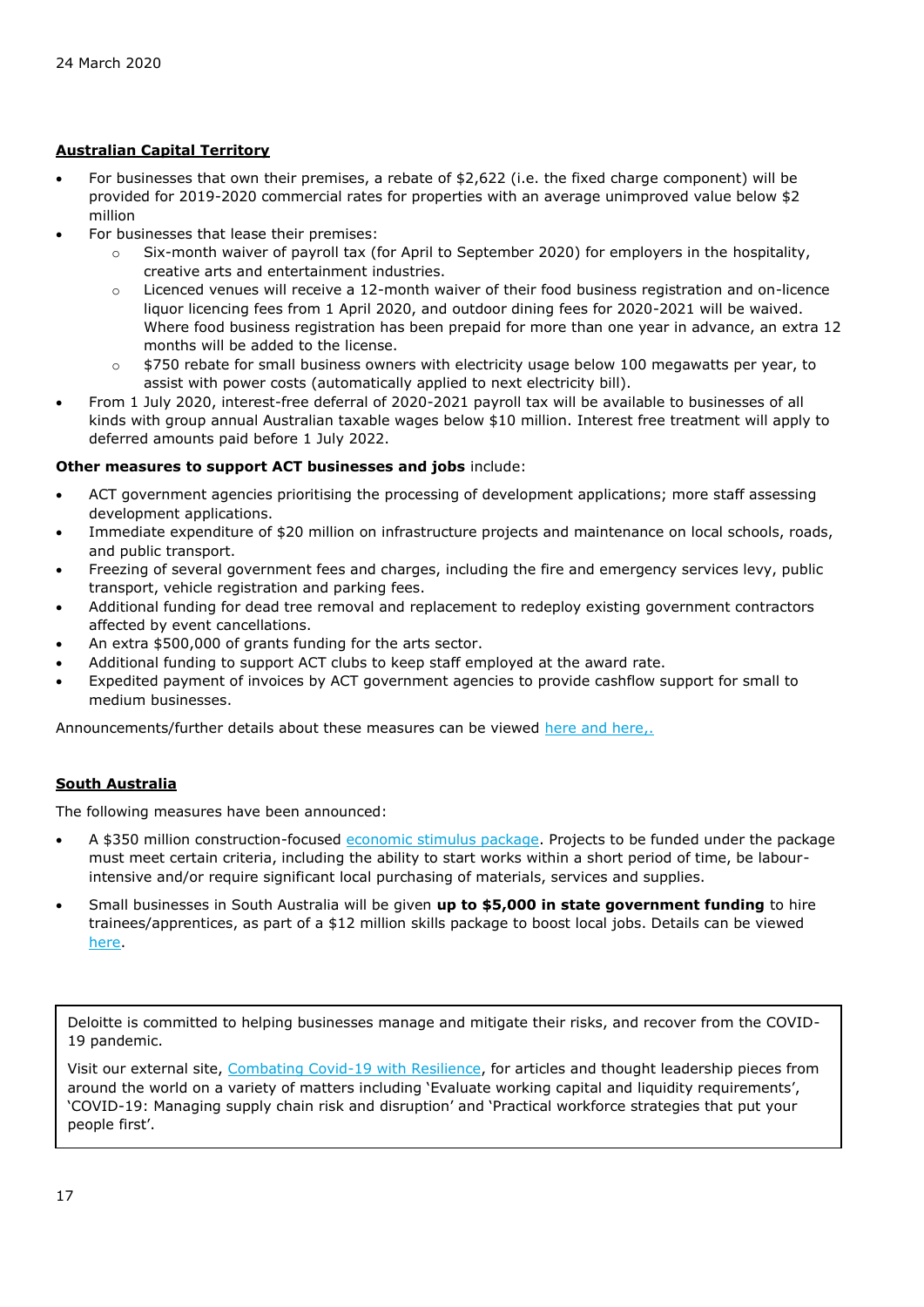24 March 2020

## Australian Capital Territory

- For businesses that own their premises, a rebate of $2,622 (i.e. the fixed charge component) will be provided for 2019-2020 commercial rates for properties with an average unimproved value below $2 million
- For businesses that lease their premises:
  - Six-month waiver of payroll tax (for April to September 2020) for employers in the hospitality, creative arts and entertainment industries.
  - Licenced venues will receive a 12-month waiver of their food business registration and on-licence liquor licencing fees from 1 April 2020, and outdoor dining fees for 2020-2021 will be waived. Where food business registration has been prepaid for more than one year in advance, an extra 12 months will be added to the license.
  - $750 rebate for small business owners with electricity usage below 100 megawatts per year, to assist with power costs (automatically applied to next electricity bill).
- From 1 July 2020, interest-free deferral of 2020-2021 payroll tax will be available to businesses of all kinds with group annual Australian taxable wages below $10 million. Interest free treatment will apply to deferred amounts paid before 1 July 2022.

**Other measures to support ACT businesses and jobs** include:

- ACT government agencies prioritising the processing of development applications; more staff assessing development applications.
- Immediate expenditure of $20 million on infrastructure projects and maintenance on local schools, roads, and public transport.
- Freezing of several government fees and charges, including the fire and emergency services levy, public transport, vehicle registration and parking fees.
- Additional funding for dead tree removal and replacement to redeploy existing government contractors affected by event cancellations.
- An extra $500,000 of grants funding for the arts sector.
- Additional funding to support ACT clubs to keep staff employed at the award rate.
- Expedited payment of invoices by ACT government agencies to provide cashflow support for small to medium businesses.

Announcements/further details about these measures can be viewed here and here,.

## South Australia

The following measures have been announced:

- A $350 million construction-focused economic stimulus package. Projects to be funded under the package must meet certain criteria, including the ability to start works within a short period of time, be labour-intensive and/or require significant local purchasing of materials, services and supplies.
- Small businesses in South Australia will be given **up to $5,000 in state government funding** to hire trainees/apprentices, as part of a $12 million skills package to boost local jobs. Details can be viewed here.

> Deloitte is committed to helping businesses manage and mitigate their risks, and recover from the COVID-19 pandemic.
>
> Visit our external site, Combating Covid-19 with Resilience, for articles and thought leadership pieces from around the world on a variety of matters including 'Evaluate working capital and liquidity requirements', 'COVID-19: Managing supply chain risk and disruption' and 'Practical workforce strategies that put your people first'.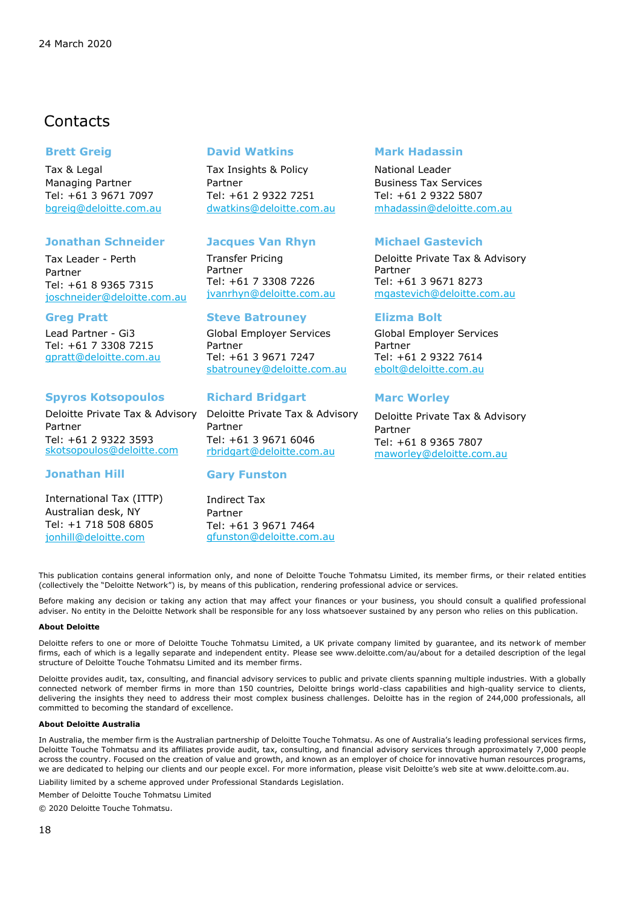24 March 2020

## Contacts

**Brett Greig**
Tax & Legal
Managing Partner
Tel: +61 3 9671 7097
bgreig@deloitte.com.au

**David Watkins**
Tax Insights & Policy
Partner
Tel: +61 2 9322 7251
dwatkins@deloitte.com.au

**Mark Hadassin**
National Leader
Business Tax Services
Tel: +61 2 9322 5807
mhadassin@deloitte.com.au

**Jonathan Schneider**
Tax Leader - Perth
Partner
Tel: +61 8 9365 7315
joschneider@deloitte.com.au

**Jacques Van Rhyn**
Transfer Pricing
Partner
Tel: +61 7 3308 7226
jvanrhyn@deloitte.com.au

**Michael Gastevich**
Deloitte Private Tax & Advisory
Partner
Tel: +61 3 9671 8273
mgastevich@deloitte.com.au

**Greg Pratt**
Lead Partner - Gi3
Tel: +61 7 3308 7215
gpratt@deloitte.com.au

**Steve Batrouney**
Global Employer Services
Partner
Tel: +61 3 9671 7247
sbatrouney@deloitte.com.au

**Elizma Bolt**
Global Employer Services
Partner
Tel: +61 2 9322 7614
ebolt@deloitte.com.au

**Spyros Kotsopoulos**
Deloitte Private Tax & Advisory
Partner
Tel: +61 2 9322 3593
skotsopoulos@deloitte.com

**Richard Bridgart**
Deloitte Private Tax & Advisory
Partner
Tel: +61 3 9671 6046
rbridgart@deloitte.com.au

**Marc Worley**
Deloitte Private Tax & Advisory
Partner
Tel: +61 8 9365 7807
maworley@deloitte.com.au

**Jonathan Hill**
International Tax (ITTP)
Australian desk, NY
Tel: +1 718 508 6805
jonhill@deloitte.com

**Gary Funston**
Indirect Tax
Partner
Tel: +61 3 9671 7464
gfunston@deloitte.com.au

This publication contains general information only, and none of Deloitte Touche Tohmatsu Limited, its member firms, or their related entities (collectively the "Deloitte Network") is, by means of this publication, rendering professional advice or services.

Before making any decision or taking any action that may affect your finances or your business, you should consult a qualified professional adviser. No entity in the Deloitte Network shall be responsible for any loss whatsoever sustained by any person who relies on this publication.

**About Deloitte**

Deloitte refers to one or more of Deloitte Touche Tohmatsu Limited, a UK private company limited by guarantee, and its network of member firms, each of which is a legally separate and independent entity. Please see www.deloitte.com/au/about for a detailed description of the legal structure of Deloitte Touche Tohmatsu Limited and its member firms.

Deloitte provides audit, tax, consulting, and financial advisory services to public and private clients spanning multiple industries. With a globally connected network of member firms in more than 150 countries, Deloitte brings world-class capabilities and high-quality service to clients, delivering the insights they need to address their most complex business challenges. Deloitte has in the region of 244,000 professionals, all committed to becoming the standard of excellence.

**About Deloitte Australia**

In Australia, the member firm is the Australian partnership of Deloitte Touche Tohmatsu. As one of Australia's leading professional services firms, Deloitte Touche Tohmatsu and its affiliates provide audit, tax, consulting, and financial advisory services through approximately 7,000 people across the country. Focused on the creation of value and growth, and known as an employer of choice for innovative human resources programs, we are dedicated to helping our clients and our people excel. For more information, please visit Deloitte's web site at www.deloitte.com.au.

Liability limited by a scheme approved under Professional Standards Legislation.

Member of Deloitte Touche Tohmatsu Limited

© 2020 Deloitte Touche Tohmatsu.